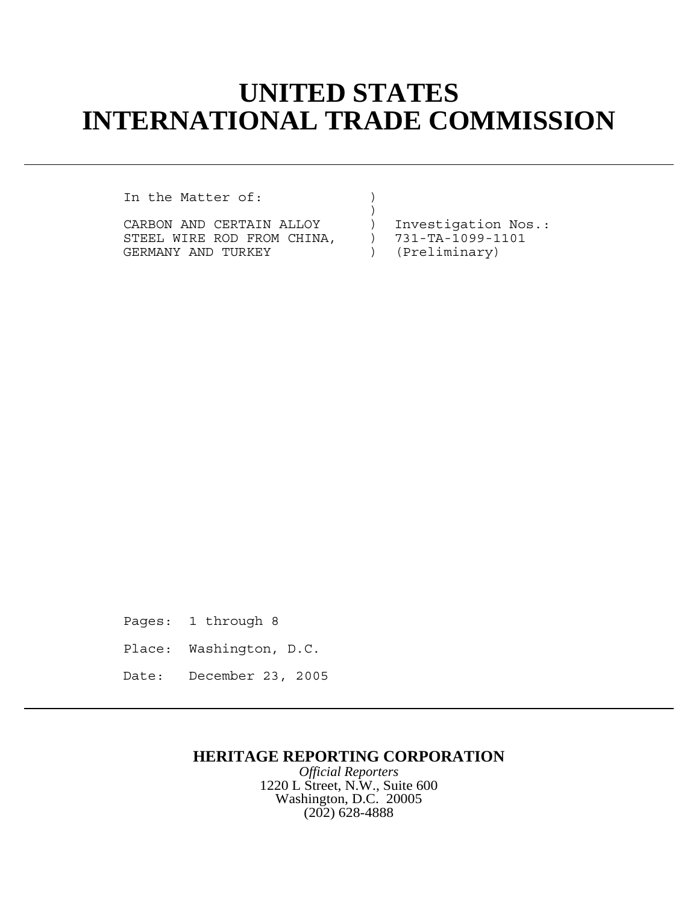# UNITED STATES INTERNATIONAL TRADE COMMISSION

```
In the Matter of:               )
                                )
CARBON AND CERTAIN ALLOY        )  Investigation Nos.:
STEEL WIRE ROD FROM CHINA,      )  731-TA-1099-1101
GERMANY AND TURKEY              )  (Preliminary)
```

Pages: 1 through 8

Place: Washington, D.C.

Date: December 23, 2005

**HERITAGE REPORTING CORPORATION**

*Official Reporters*

1220 L Street, N.W., Suite 600

Washington, D.C. 20005

(202) 628-4888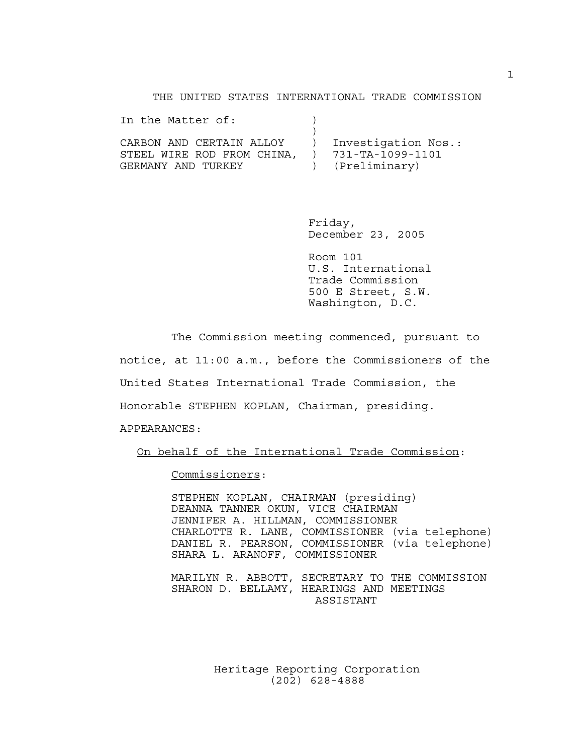THE UNITED STATES INTERNATIONAL TRADE COMMISSION

In the Matter of:

CARBON AND CERTAIN ALLOY STEEL WIRE ROD FROM CHINA, GERMANY AND TURKEY

Investigation Nos.: 731-TA-1099-1101 (Preliminary)

Friday,
December 23, 2005

Room 101
U.S. International
Trade Commission
500 E Street, S.W.
Washington, D.C.

The Commission meeting commenced, pursuant to notice, at 11:00 a.m., before the Commissioners of the United States International Trade Commission, the Honorable STEPHEN KOPLAN, Chairman, presiding.

APPEARANCES:

On behalf of the International Trade Commission:

Commissioners:

STEPHEN KOPLAN, CHAIRMAN (presiding)
DEANNA TANNER OKUN, VICE CHAIRMAN
JENNIFER A. HILLMAN, COMMISSIONER
CHARLOTTE R. LANE, COMMISSIONER (via telephone)
DANIEL R. PEARSON, COMMISSIONER (via telephone)
SHARA L. ARANOFF, COMMISSIONER

MARILYN R. ABBOTT, SECRETARY TO THE COMMISSION
SHARON D. BELLAMY, HEARINGS AND MEETINGS ASSISTANT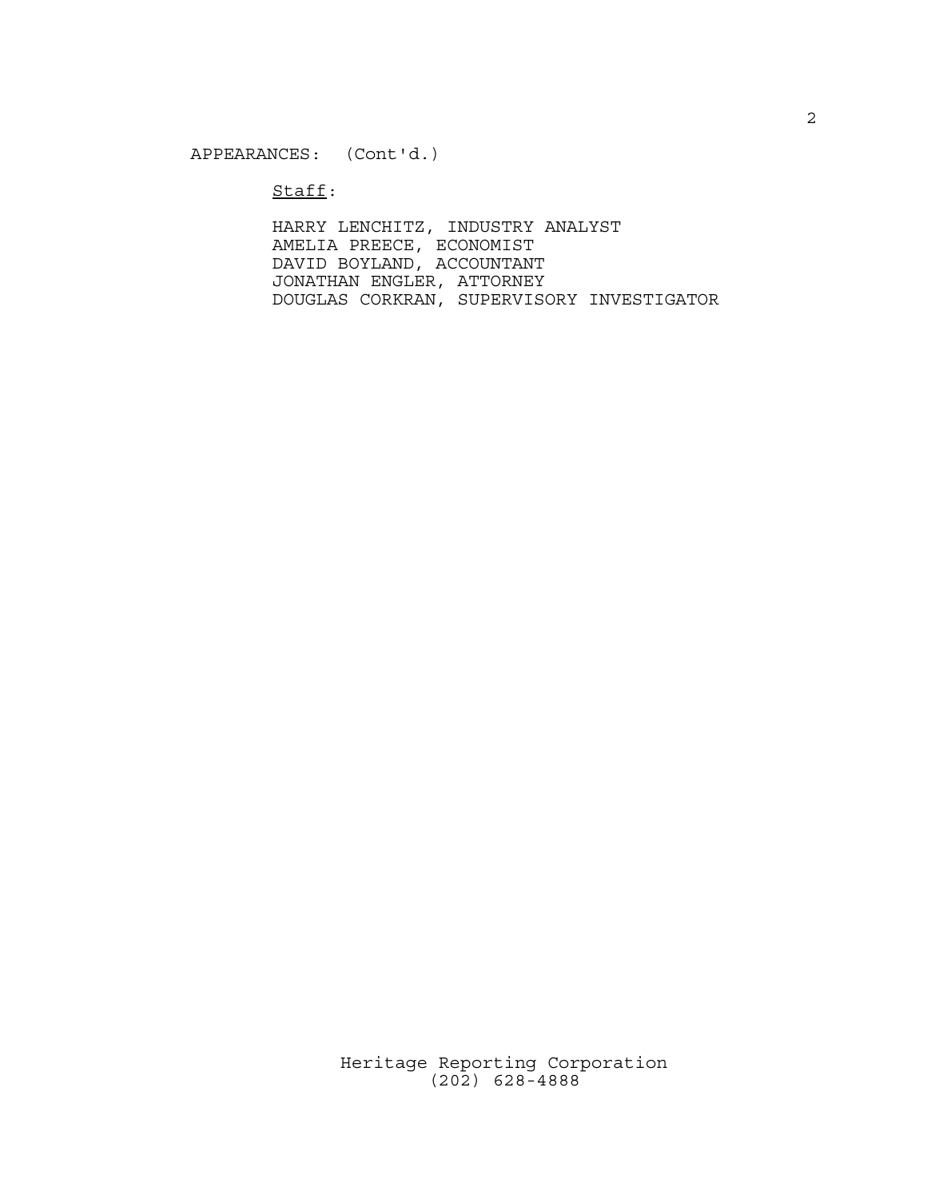APPEARANCES: (Cont'd.)

<u>Staff</u>:

HARRY LENCHITZ, INDUSTRY ANALYST
AMELIA PREECE, ECONOMIST
DAVID BOYLAND, ACCOUNTANT
JONATHAN ENGLER, ATTORNEY
DOUGLAS CORKRAN, SUPERVISORY INVESTIGATOR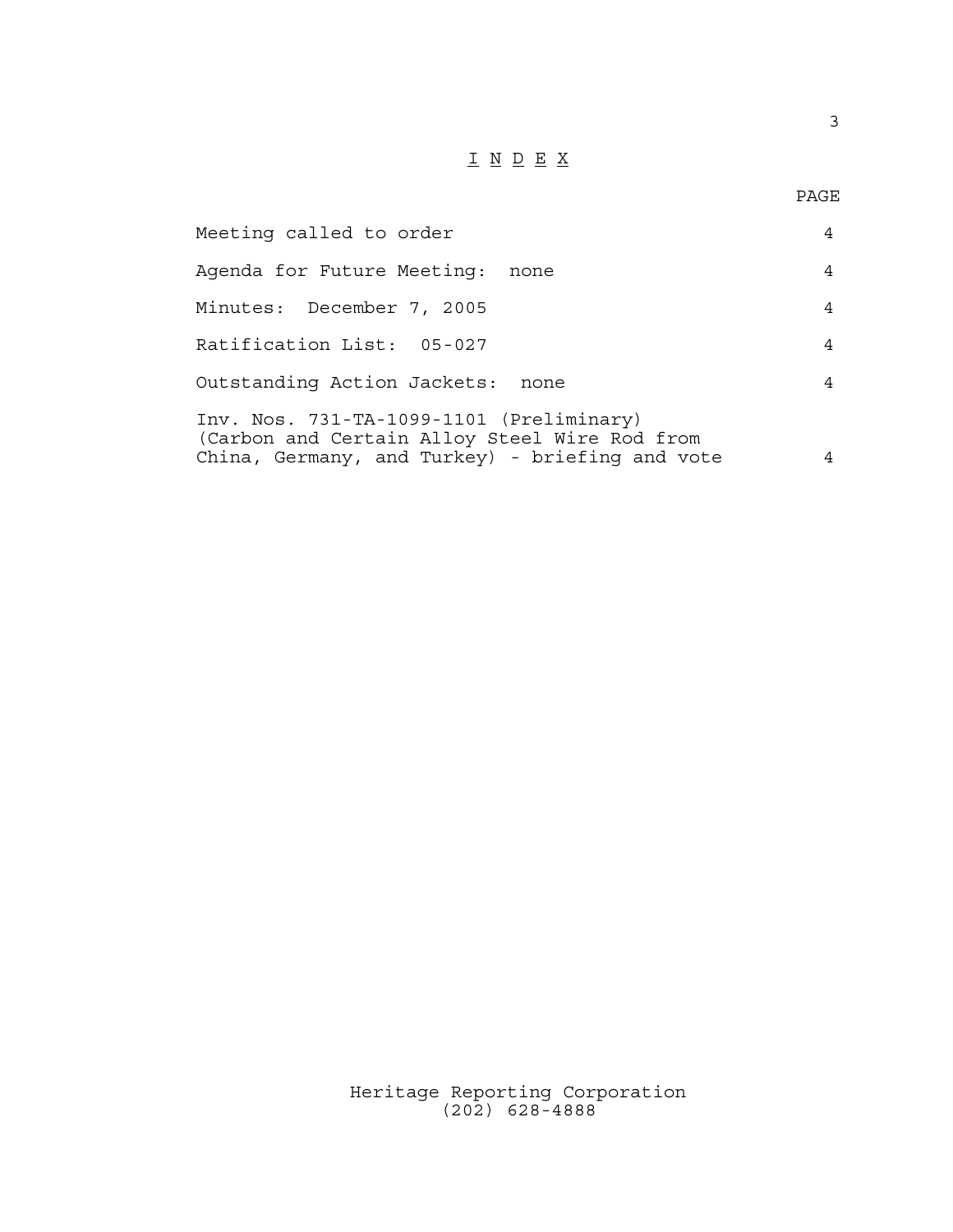# I N D E X

| | PAGE |
|---|---|
| Meeting called to order | 4 |
| Agenda for Future Meeting: none | 4 |
| Minutes: December 7, 2005 | 4 |
| Ratification List: 05-027 | 4 |
| Outstanding Action Jackets: none | 4 |
| Inv. Nos. 731-TA-1099-1101 (Preliminary) (Carbon and Certain Alloy Steel Wire Rod from China, Germany, and Turkey) - briefing and vote | 4 |

Heritage Reporting Corporation
(202) 628-4888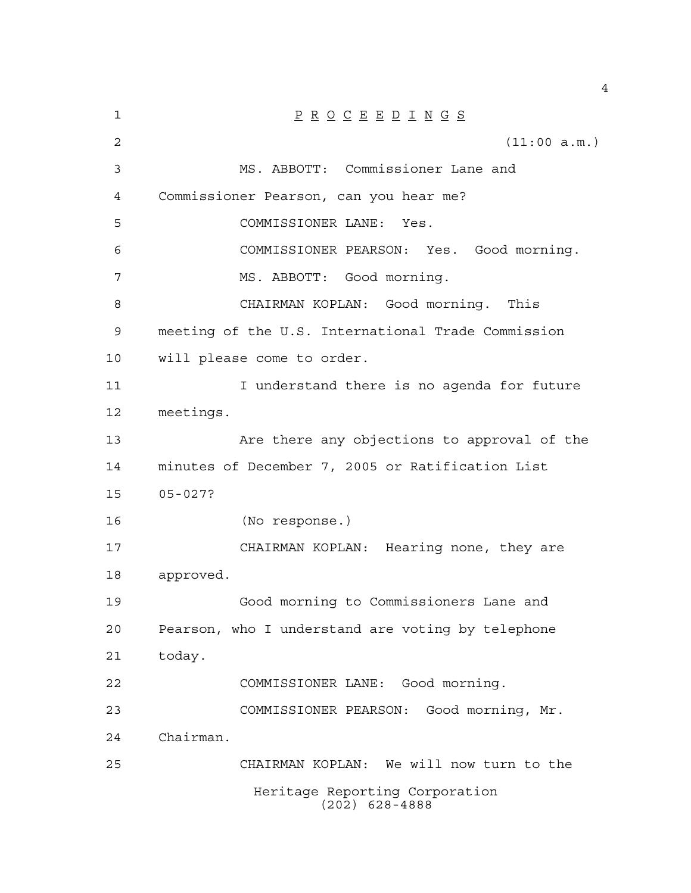P R O C E E D I N G S

(11:00 a.m.)

MS. ABBOTT: Commissioner Lane and Commissioner Pearson, can you hear me?

COMMISSIONER LANE: Yes.

COMMISSIONER PEARSON: Yes. Good morning.

MS. ABBOTT: Good morning.

CHAIRMAN KOPLAN: Good morning. This meeting of the U.S. International Trade Commission will please come to order.

I understand there is no agenda for future meetings.

Are there any objections to approval of the minutes of December 7, 2005 or Ratification List 05-027?

(No response.)

CHAIRMAN KOPLAN: Hearing none, they are approved.

Good morning to Commissioners Lane and Pearson, who I understand are voting by telephone today.

COMMISSIONER LANE: Good morning.

COMMISSIONER PEARSON: Good morning, Mr. Chairman.

CHAIRMAN KOPLAN: We will now turn to the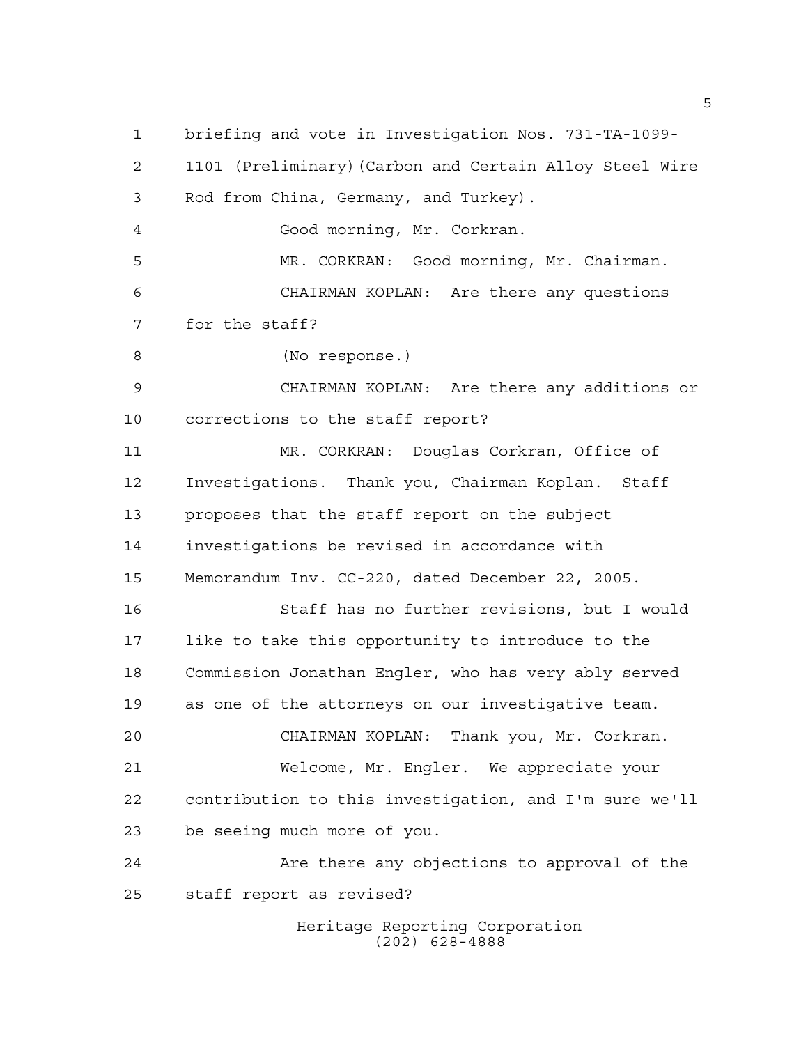briefing and vote in Investigation Nos. 731-TA-1099-1101 (Preliminary)(Carbon and Certain Alloy Steel Wire Rod from China, Germany, and Turkey).

Good morning, Mr. Corkran.

MR. CORKRAN: Good morning, Mr. Chairman.

CHAIRMAN KOPLAN: Are there any questions for the staff?

(No response.)

CHAIRMAN KOPLAN: Are there any additions or corrections to the staff report?

MR. CORKRAN: Douglas Corkran, Office of Investigations. Thank you, Chairman Koplan. Staff proposes that the staff report on the subject investigations be revised in accordance with Memorandum Inv. CC-220, dated December 22, 2005.

Staff has no further revisions, but I would like to take this opportunity to introduce to the Commission Jonathan Engler, who has very ably served as one of the attorneys on our investigative team.

CHAIRMAN KOPLAN: Thank you, Mr. Corkran.

Welcome, Mr. Engler. We appreciate your contribution to this investigation, and I'm sure we'll be seeing much more of you.

Are there any objections to approval of the staff report as revised?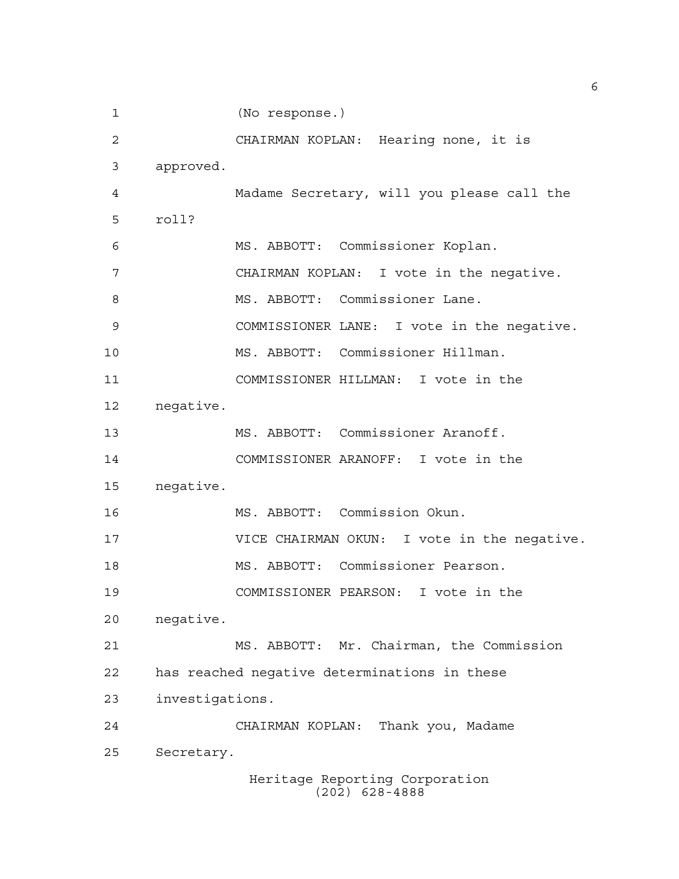(No response.)

CHAIRMAN KOPLAN: Hearing none, it is approved.

Madame Secretary, will you please call the roll?

MS. ABBOTT: Commissioner Koplan.

CHAIRMAN KOPLAN: I vote in the negative.

MS. ABBOTT: Commissioner Lane.

COMMISSIONER LANE: I vote in the negative.

MS. ABBOTT: Commissioner Hillman.

COMMISSIONER HILLMAN: I vote in the negative.

MS. ABBOTT: Commissioner Aranoff.

COMMISSIONER ARANOFF: I vote in the negative.

MS. ABBOTT: Commission Okun.

VICE CHAIRMAN OKUN: I vote in the negative.

MS. ABBOTT: Commissioner Pearson.

COMMISSIONER PEARSON: I vote in the negative.

MS. ABBOTT: Mr. Chairman, the Commission has reached negative determinations in these investigations.

CHAIRMAN KOPLAN: Thank you, Madame Secretary.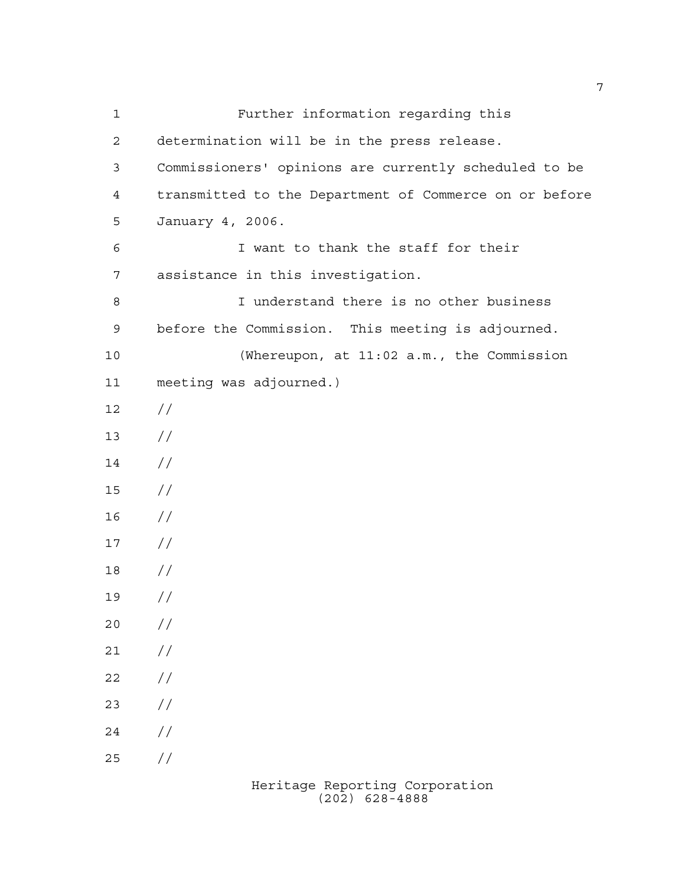Further information regarding this determination will be in the press release. Commissioners' opinions are currently scheduled to be transmitted to the Department of Commerce on or before January 4, 2006.

I want to thank the staff for their assistance in this investigation.

I understand there is no other business before the Commission. This meeting is adjourned.

(Whereupon, at 11:02 a.m., the Commission meeting was adjourned.)

//
//
//
//
//
//
//
//
//
//
//
//
//
//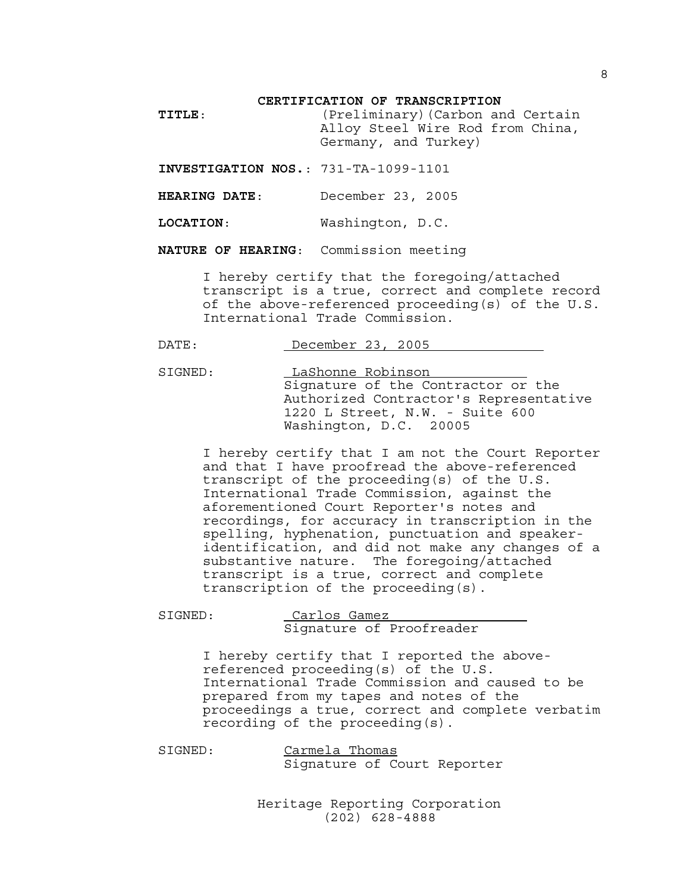**CERTIFICATION OF TRANSCRIPTION**

**TITLE**: (Preliminary)(Carbon and Certain Alloy Steel Wire Rod from China, Germany, and Turkey)

**INVESTIGATION NOS.**: 731-TA-1099-1101

**HEARING DATE**: December 23, 2005

**LOCATION**: Washington, D.C.

**NATURE OF HEARING**: Commission meeting

I hereby certify that the foregoing/attached transcript is a true, correct and complete record of the above-referenced proceeding(s) of the U.S. International Trade Commission.

DATE: December 23, 2005

SIGNED: LaShonne Robinson
Signature of the Contractor or the Authorized Contractor's Representative
1220 L Street, N.W. - Suite 600
Washington, D.C. 20005

I hereby certify that I am not the Court Reporter and that I have proofread the above-referenced transcript of the proceeding(s) of the U.S. International Trade Commission, against the aforementioned Court Reporter's notes and recordings, for accuracy in transcription in the spelling, hyphenation, punctuation and speaker-identification, and did not make any changes of a substantive nature. The foregoing/attached transcript is a true, correct and complete transcription of the proceeding(s).

SIGNED: Carlos Gamez
Signature of Proofreader

I hereby certify that I reported the above-referenced proceeding(s) of the U.S. International Trade Commission and caused to be prepared from my tapes and notes of the proceedings a true, correct and complete verbatim recording of the proceeding(s).

SIGNED: Carmela Thomas
Signature of Court Reporter